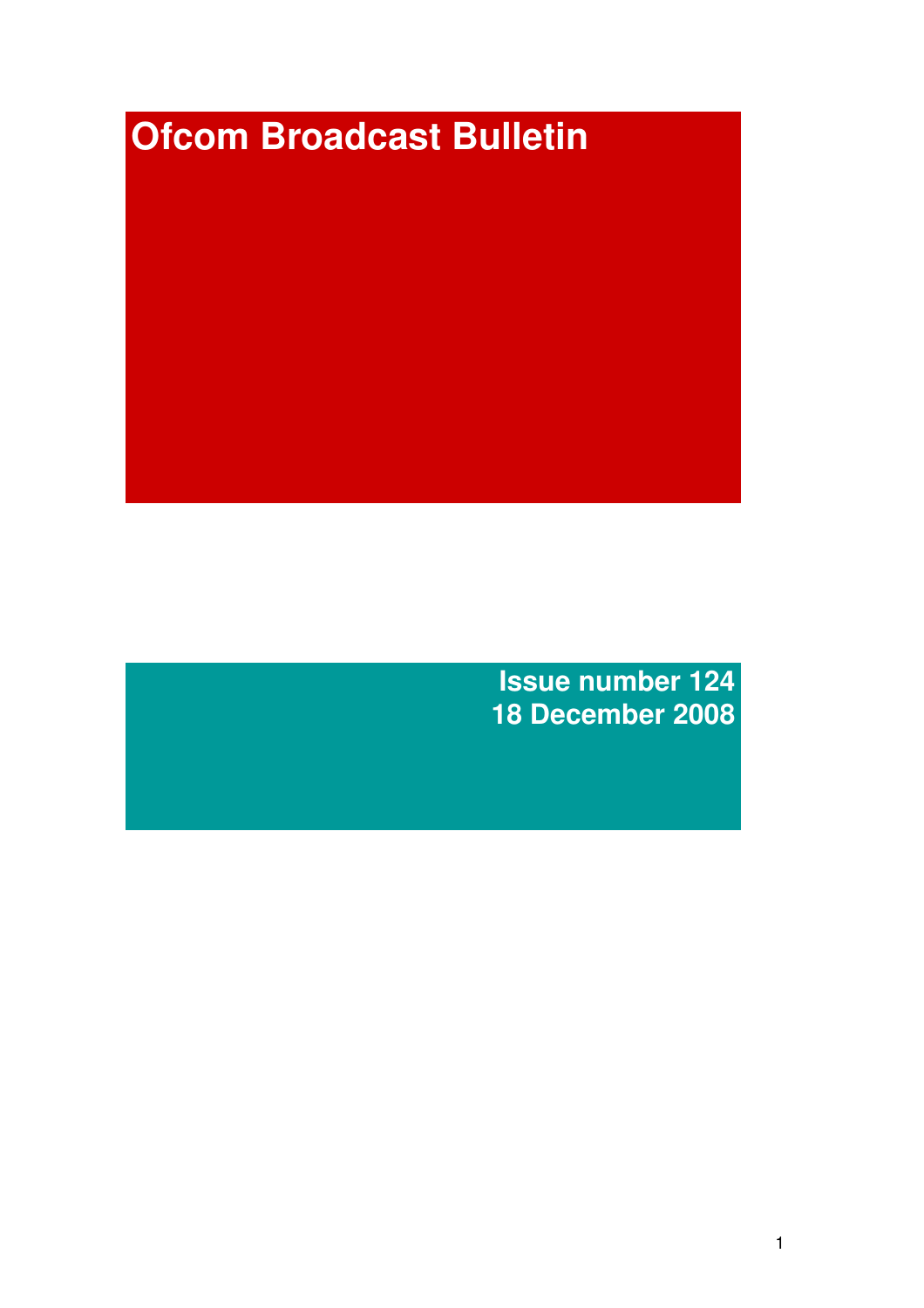# Ofcom Broadcast Bulletin

**Issue number 124**
**18 December 2008**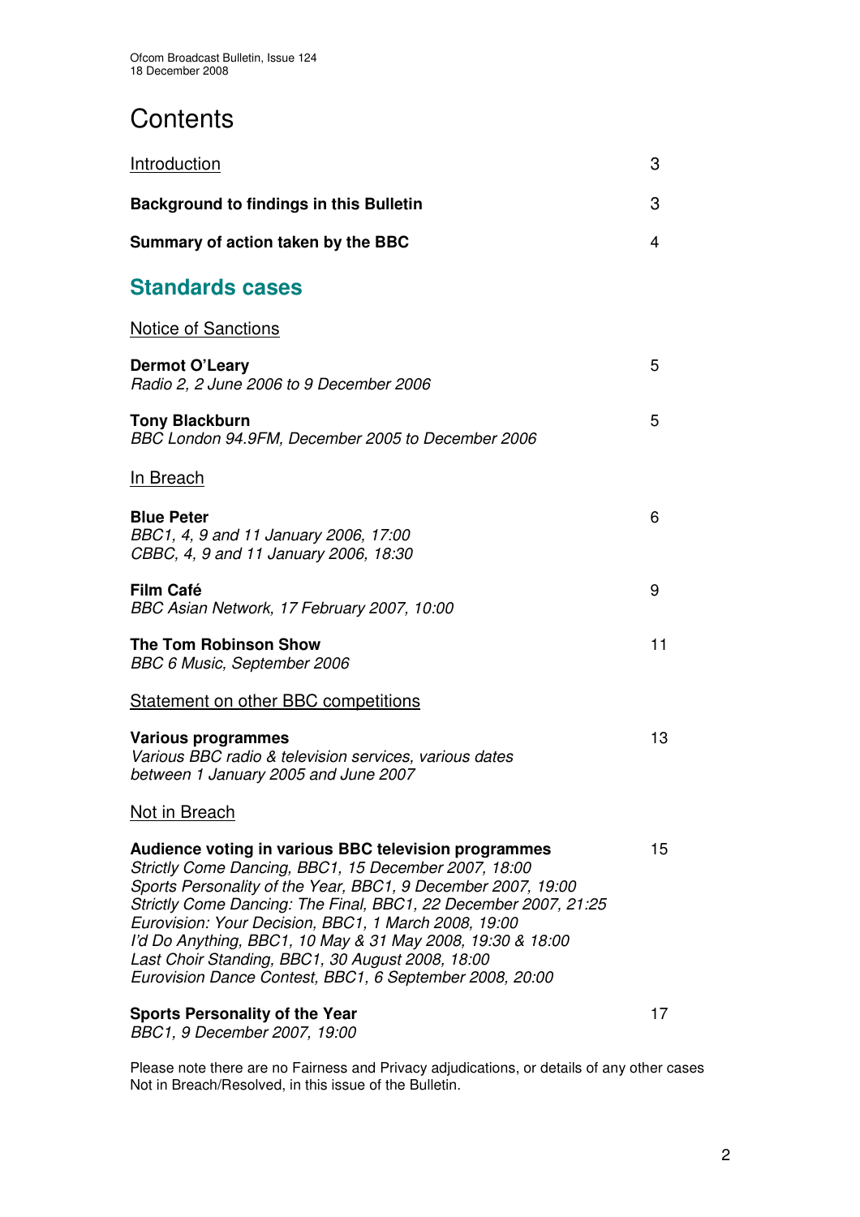# Contents

| | |
|---|---|
| Introduction | 3 |
| **Background to findings in this Bulletin** | 3 |
| **Summary of action taken by the BBC** | 4 |

## Standards cases

Notice of Sanctions

| | |
|---|---|
| **Dermot O'Leary**<br>*Radio 2, 2 June 2006 to 9 December 2006* | 5 |
| **Tony Blackburn**<br>*BBC London 94.9FM, December 2005 to December 2006* | 5 |

In Breach

| | |
|---|---|
| **Blue Peter**<br>*BBC1, 4, 9 and 11 January 2006, 17:00*<br>*CBBC, 4, 9 and 11 January 2006, 18:30* | 6 |
| **Film Café**<br>*BBC Asian Network, 17 February 2007, 10:00* | 9 |
| **The Tom Robinson Show**<br>*BBC 6 Music, September 2006* | 11 |

Statement on other BBC competitions

| | |
|---|---|
| **Various programmes**<br>*Various BBC radio & television services, various dates between 1 January 2005 and June 2007* | 13 |

Not in Breach

| | |
|---|---|
| **Audience voting in various BBC television programmes**<br>*Strictly Come Dancing, BBC1, 15 December 2007, 18:00*<br>*Sports Personality of the Year, BBC1, 9 December 2007, 19:00*<br>*Strictly Come Dancing: The Final, BBC1, 22 December 2007, 21:25*<br>*Eurovision: Your Decision, BBC1, 1 March 2008, 19:00*<br>*I'd Do Anything, BBC1, 10 May & 31 May 2008, 19:30 & 18:00*<br>*Last Choir Standing, BBC1, 30 August 2008, 18:00*<br>*Eurovision Dance Contest, BBC1, 6 September 2008, 20:00* | 15 |
| **Sports Personality of the Year**<br>*BBC1, 9 December 2007, 19:00* | 17 |

Please note there are no Fairness and Privacy adjudications, or details of any other cases Not in Breach/Resolved, in this issue of the Bulletin.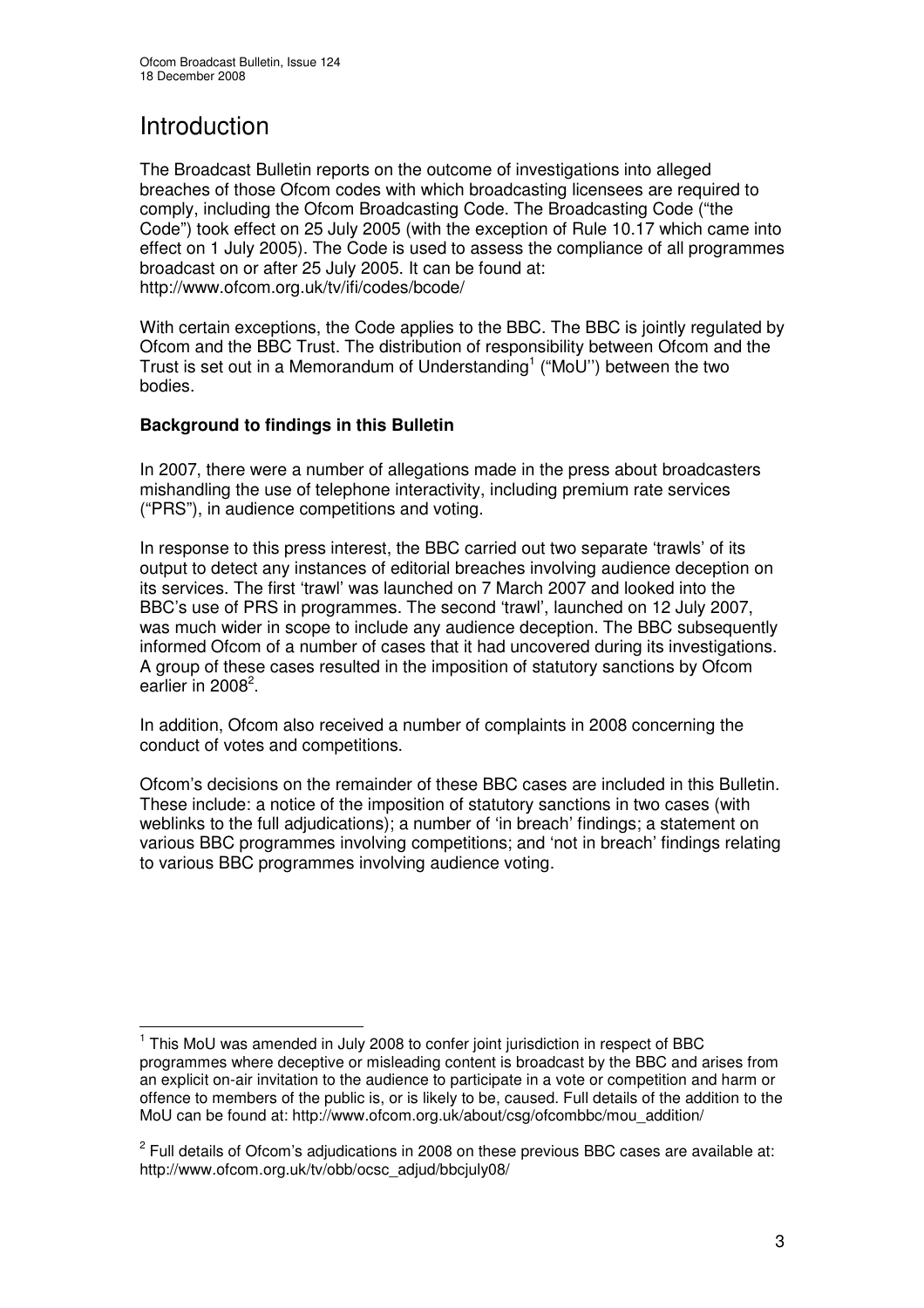# Introduction

The Broadcast Bulletin reports on the outcome of investigations into alleged breaches of those Ofcom codes with which broadcasting licensees are required to comply, including the Ofcom Broadcasting Code. The Broadcasting Code ("the Code") took effect on 25 July 2005 (with the exception of Rule 10.17 which came into effect on 1 July 2005). The Code is used to assess the compliance of all programmes broadcast on or after 25 July 2005. It can be found at: http://www.ofcom.org.uk/tv/ifi/codes/bcode/

With certain exceptions, the Code applies to the BBC. The BBC is jointly regulated by Ofcom and the BBC Trust. The distribution of responsibility between Ofcom and the Trust is set out in a Memorandum of Understanding[1] ("MoU") between the two bodies.

**Background to findings in this Bulletin**

In 2007, there were a number of allegations made in the press about broadcasters mishandling the use of telephone interactivity, including premium rate services ("PRS"), in audience competitions and voting.

In response to this press interest, the BBC carried out two separate 'trawls' of its output to detect any instances of editorial breaches involving audience deception on its services. The first 'trawl' was launched on 7 March 2007 and looked into the BBC's use of PRS in programmes. The second 'trawl', launched on 12 July 2007, was much wider in scope to include any audience deception. The BBC subsequently informed Ofcom of a number of cases that it had uncovered during its investigations. A group of these cases resulted in the imposition of statutory sanctions by Ofcom earlier in 2008[2].

In addition, Ofcom also received a number of complaints in 2008 concerning the conduct of votes and competitions.

Ofcom's decisions on the remainder of these BBC cases are included in this Bulletin. These include: a notice of the imposition of statutory sanctions in two cases (with weblinks to the full adjudications); a number of 'in breach' findings; a statement on various BBC programmes involving competitions; and 'not in breach' findings relating to various BBC programmes involving audience voting.

---

[1] This MoU was amended in July 2008 to confer joint jurisdiction in respect of BBC programmes where deceptive or misleading content is broadcast by the BBC and arises from an explicit on-air invitation to the audience to participate in a vote or competition and harm or offence to members of the public is, or is likely to be, caused. Full details of the addition to the MoU can be found at: http://www.ofcom.org.uk/about/csg/ofcombbc/mou_addition/

[2] Full details of Ofcom's adjudications in 2008 on these previous BBC cases are available at: http://www.ofcom.org.uk/tv/obb/ocsc_adjud/bbcjuly08/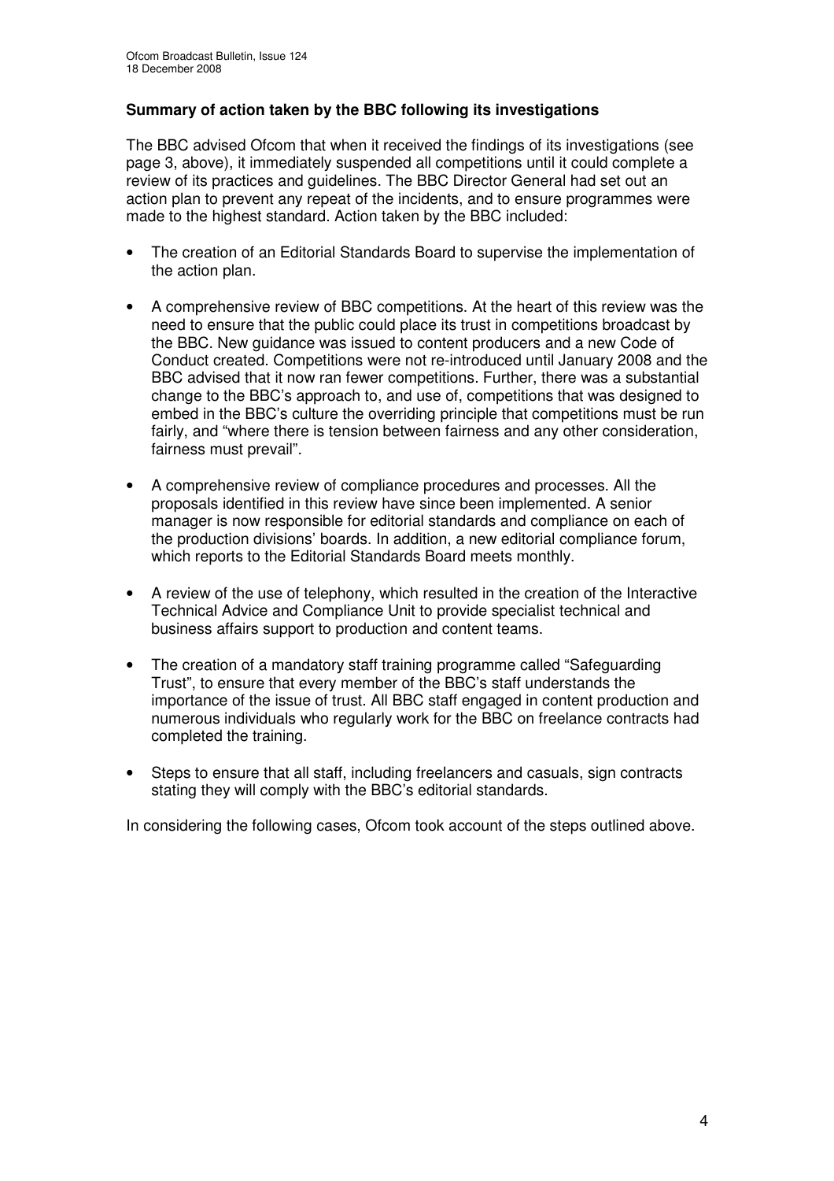**Summary of action taken by the BBC following its investigations**

The BBC advised Ofcom that when it received the findings of its investigations (see page 3, above), it immediately suspended all competitions until it could complete a review of its practices and guidelines. The BBC Director General had set out an action plan to prevent any repeat of the incidents, and to ensure programmes were made to the highest standard. Action taken by the BBC included:

- The creation of an Editorial Standards Board to supervise the implementation of the action plan.
- A comprehensive review of BBC competitions. At the heart of this review was the need to ensure that the public could place its trust in competitions broadcast by the BBC. New guidance was issued to content producers and a new Code of Conduct created. Competitions were not re-introduced until January 2008 and the BBC advised that it now ran fewer competitions. Further, there was a substantial change to the BBC's approach to, and use of, competitions that was designed to embed in the BBC's culture the overriding principle that competitions must be run fairly, and "where there is tension between fairness and any other consideration, fairness must prevail".
- A comprehensive review of compliance procedures and processes. All the proposals identified in this review have since been implemented. A senior manager is now responsible for editorial standards and compliance on each of the production divisions' boards. In addition, a new editorial compliance forum, which reports to the Editorial Standards Board meets monthly.
- A review of the use of telephony, which resulted in the creation of the Interactive Technical Advice and Compliance Unit to provide specialist technical and business affairs support to production and content teams.
- The creation of a mandatory staff training programme called "Safeguarding Trust", to ensure that every member of the BBC's staff understands the importance of the issue of trust. All BBC staff engaged in content production and numerous individuals who regularly work for the BBC on freelance contracts had completed the training.
- Steps to ensure that all staff, including freelancers and casuals, sign contracts stating they will comply with the BBC's editorial standards.

In considering the following cases, Ofcom took account of the steps outlined above.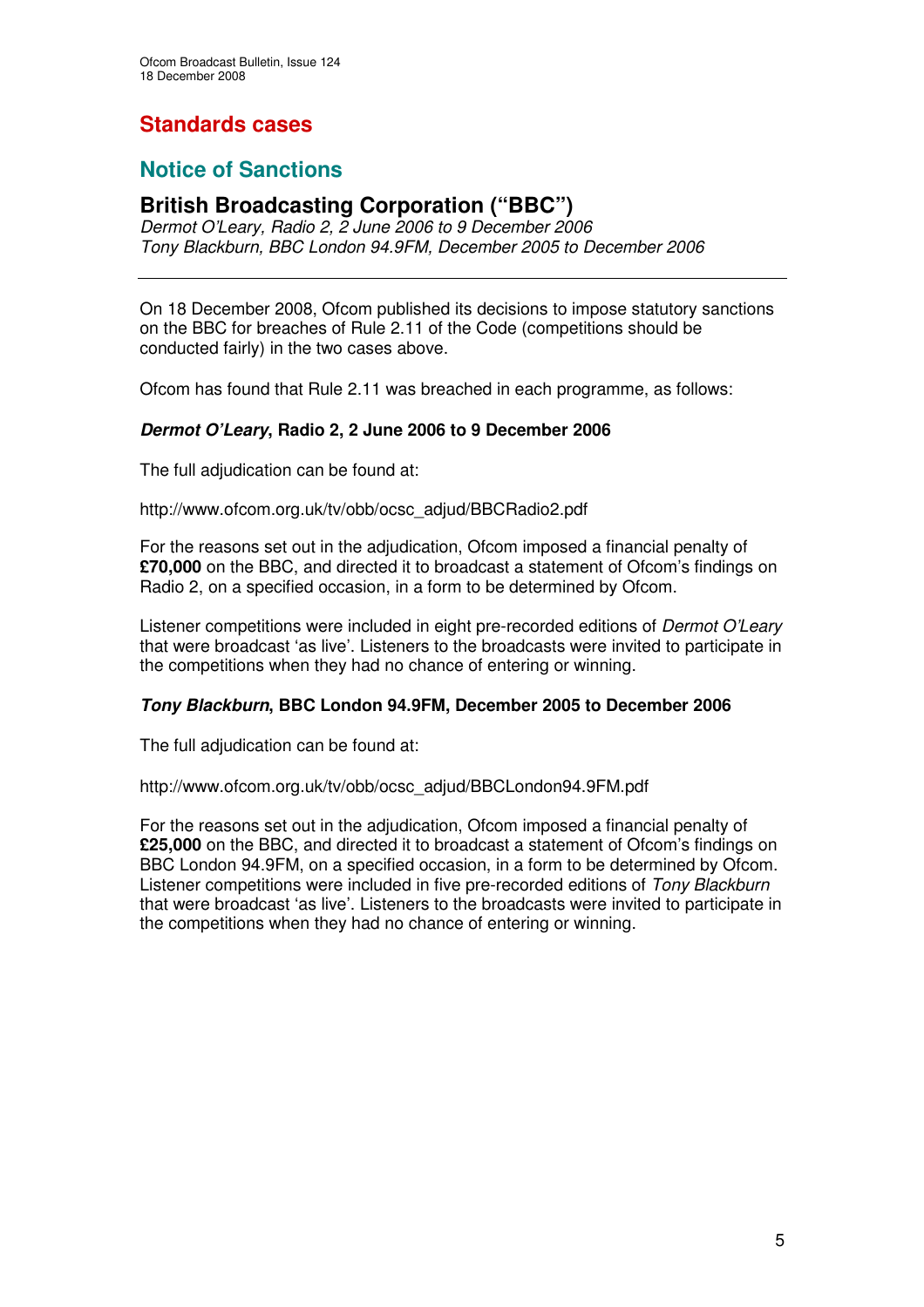# Standards cases

## Notice of Sanctions

### British Broadcasting Corporation ("BBC")

*Dermot O'Leary, Radio 2, 2 June 2006 to 9 December 2006*
*Tony Blackburn, BBC London 94.9FM, December 2005 to December 2006*

---

On 18 December 2008, Ofcom published its decisions to impose statutory sanctions on the BBC for breaches of Rule 2.11 of the Code (competitions should be conducted fairly) in the two cases above.

Ofcom has found that Rule 2.11 was breached in each programme, as follows:

***Dermot O'Leary*, Radio 2, 2 June 2006 to 9 December 2006**

The full adjudication can be found at:

http://www.ofcom.org.uk/tv/obb/ocsc_adjud/BBCRadio2.pdf

For the reasons set out in the adjudication, Ofcom imposed a financial penalty of **£70,000** on the BBC, and directed it to broadcast a statement of Ofcom's findings on Radio 2, on a specified occasion, in a form to be determined by Ofcom.

Listener competitions were included in eight pre-recorded editions of *Dermot O'Leary* that were broadcast 'as live'. Listeners to the broadcasts were invited to participate in the competitions when they had no chance of entering or winning.

***Tony Blackburn*, BBC London 94.9FM, December 2005 to December 2006**

The full adjudication can be found at:

http://www.ofcom.org.uk/tv/obb/ocsc_adjud/BBCLondon94.9FM.pdf

For the reasons set out in the adjudication, Ofcom imposed a financial penalty of **£25,000** on the BBC, and directed it to broadcast a statement of Ofcom's findings on BBC London 94.9FM, on a specified occasion, in a form to be determined by Ofcom. Listener competitions were included in five pre-recorded editions of *Tony Blackburn* that were broadcast 'as live'. Listeners to the broadcasts were invited to participate in the competitions when they had no chance of entering or winning.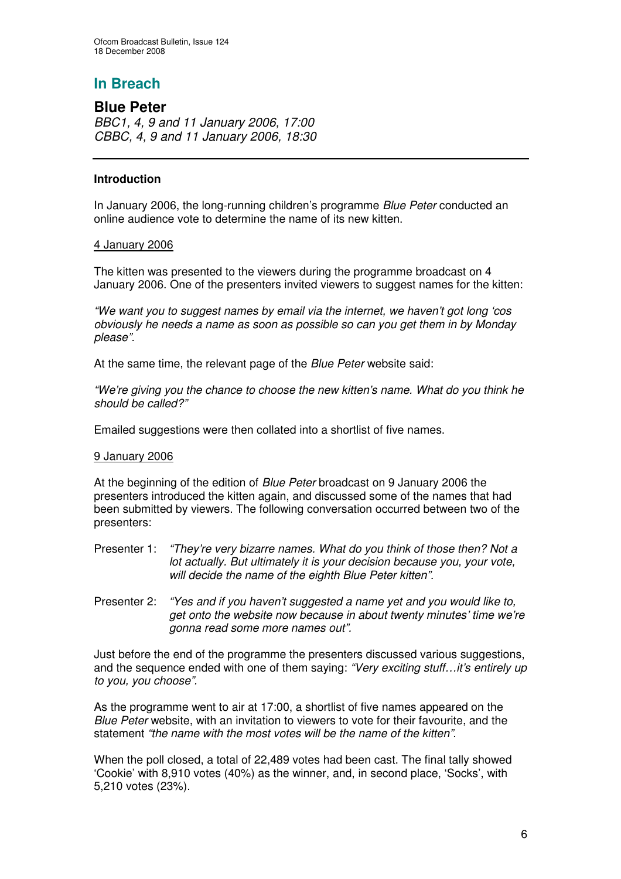# In Breach

## Blue Peter

*BBC1, 4, 9 and 11 January 2006, 17:00*
*CBBC, 4, 9 and 11 January 2006, 18:30*

---

**Introduction**

In January 2006, the long-running children's programme *Blue Peter* conducted an online audience vote to determine the name of its new kitten.

4 January 2006

The kitten was presented to the viewers during the programme broadcast on 4 January 2006. One of the presenters invited viewers to suggest names for the kitten:

*"We want you to suggest names by email via the internet, we haven't got long 'cos obviously he needs a name as soon as possible so can you get them in by Monday please".*

At the same time, the relevant page of the *Blue Peter* website said:

*"We're giving you the chance to choose the new kitten's name. What do you think he should be called?"*

Emailed suggestions were then collated into a shortlist of five names.

9 January 2006

At the beginning of the edition of *Blue Peter* broadcast on 9 January 2006 the presenters introduced the kitten again, and discussed some of the names that had been submitted by viewers. The following conversation occurred between two of the presenters:

Presenter 1: *"They're very bizarre names. What do you think of those then? Not a lot actually. But ultimately it is your decision because you, your vote, will decide the name of the eighth Blue Peter kitten".*

Presenter 2: *"Yes and if you haven't suggested a name yet and you would like to, get onto the website now because in about twenty minutes' time we're gonna read some more names out".*

Just before the end of the programme the presenters discussed various suggestions, and the sequence ended with one of them saying: *"Very exciting stuff…it's entirely up to you, you choose".*

As the programme went to air at 17:00, a shortlist of five names appeared on the *Blue Peter* website, with an invitation to viewers to vote for their favourite, and the statement *"the name with the most votes will be the name of the kitten"*.

When the poll closed, a total of 22,489 votes had been cast. The final tally showed 'Cookie' with 8,910 votes (40%) as the winner, and, in second place, 'Socks', with 5,210 votes (23%).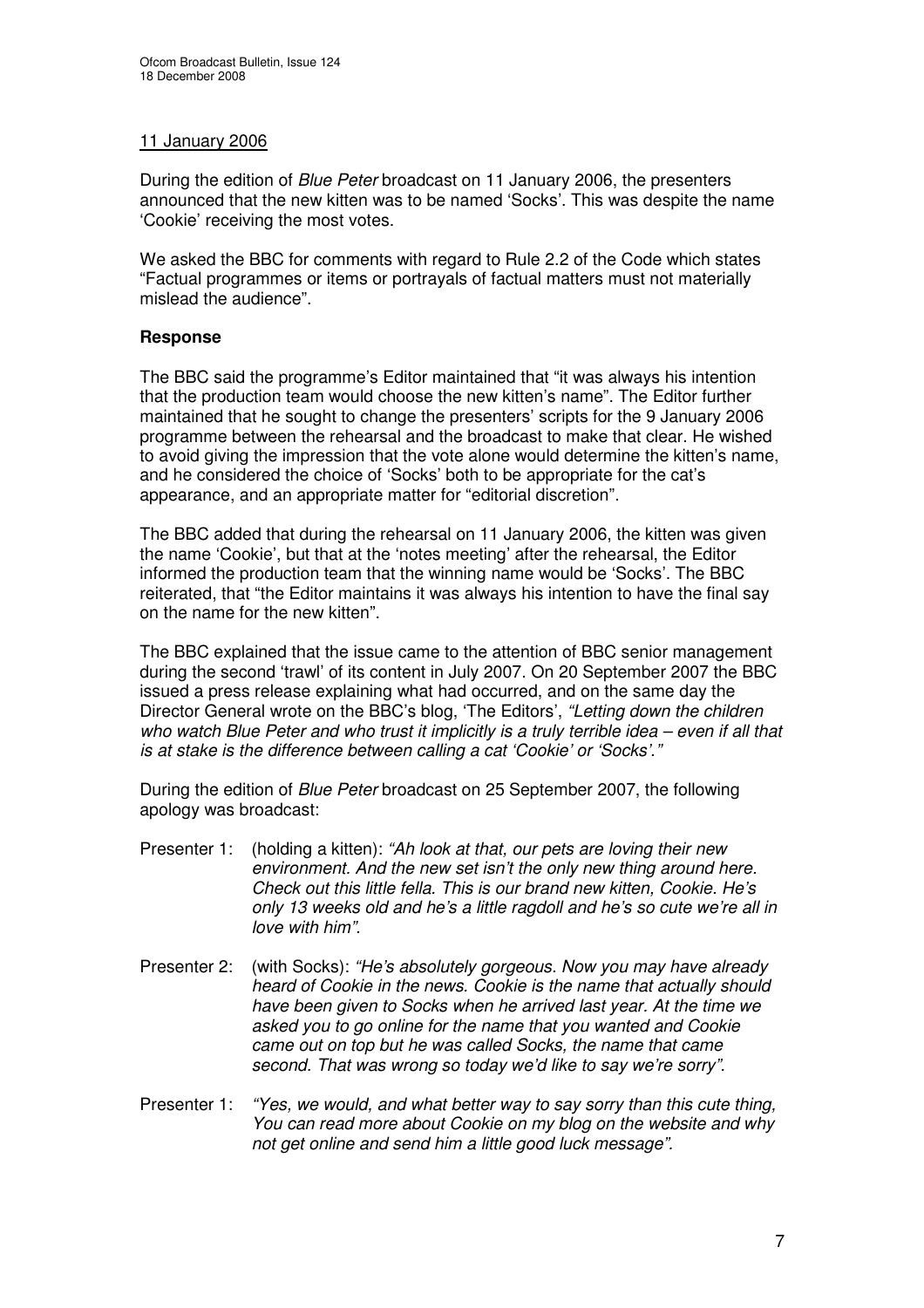11 January 2006

During the edition of *Blue Peter* broadcast on 11 January 2006, the presenters announced that the new kitten was to be named 'Socks'. This was despite the name 'Cookie' receiving the most votes.

We asked the BBC for comments with regard to Rule 2.2 of the Code which states "Factual programmes or items or portrayals of factual matters must not materially mislead the audience".

**Response**

The BBC said the programme's Editor maintained that "it was always his intention that the production team would choose the new kitten's name". The Editor further maintained that he sought to change the presenters' scripts for the 9 January 2006 programme between the rehearsal and the broadcast to make that clear. He wished to avoid giving the impression that the vote alone would determine the kitten's name, and he considered the choice of 'Socks' both to be appropriate for the cat's appearance, and an appropriate matter for "editorial discretion".

The BBC added that during the rehearsal on 11 January 2006, the kitten was given the name 'Cookie', but that at the 'notes meeting' after the rehearsal, the Editor informed the production team that the winning name would be 'Socks'. The BBC reiterated, that "the Editor maintains it was always his intention to have the final say on the name for the new kitten".

The BBC explained that the issue came to the attention of BBC senior management during the second 'trawl' of its content in July 2007. On 20 September 2007 the BBC issued a press release explaining what had occurred, and on the same day the Director General wrote on the BBC's blog, 'The Editors', *"Letting down the children who watch Blue Peter and who trust it implicitly is a truly terrible idea – even if all that is at stake is the difference between calling a cat 'Cookie' or 'Socks'."*

During the edition of *Blue Peter* broadcast on 25 September 2007, the following apology was broadcast:

Presenter 1: (holding a kitten): *"Ah look at that, our pets are loving their new environment. And the new set isn't the only new thing around here. Check out this little fella. This is our brand new kitten, Cookie. He's only 13 weeks old and he's a little ragdoll and he's so cute we're all in love with him"*.

Presenter 2: (with Socks): *"He's absolutely gorgeous. Now you may have already heard of Cookie in the news. Cookie is the name that actually should have been given to Socks when he arrived last year. At the time we asked you to go online for the name that you wanted and Cookie came out on top but he was called Socks, the name that came second. That was wrong so today we'd like to say we're sorry"*.

Presenter 1: *"Yes, we would, and what better way to say sorry than this cute thing, You can read more about Cookie on my blog on the website and why not get online and send him a little good luck message"*.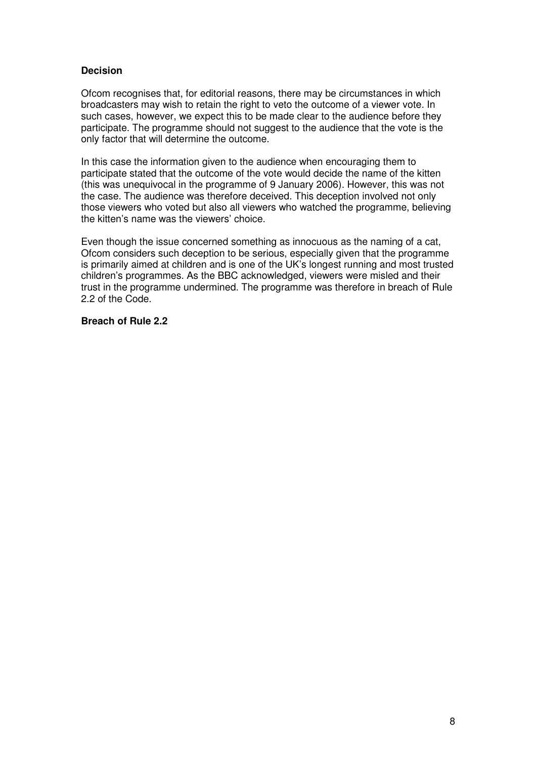**Decision**

Ofcom recognises that, for editorial reasons, there may be circumstances in which broadcasters may wish to retain the right to veto the outcome of a viewer vote. In such cases, however, we expect this to be made clear to the audience before they participate. The programme should not suggest to the audience that the vote is the only factor that will determine the outcome.

In this case the information given to the audience when encouraging them to participate stated that the outcome of the vote would decide the name of the kitten (this was unequivocal in the programme of 9 January 2006). However, this was not the case. The audience was therefore deceived. This deception involved not only those viewers who voted but also all viewers who watched the programme, believing the kitten's name was the viewers' choice.

Even though the issue concerned something as innocuous as the naming of a cat, Ofcom considers such deception to be serious, especially given that the programme is primarily aimed at children and is one of the UK's longest running and most trusted children's programmes. As the BBC acknowledged, viewers were misled and their trust in the programme undermined. The programme was therefore in breach of Rule 2.2 of the Code.

**Breach of Rule 2.2**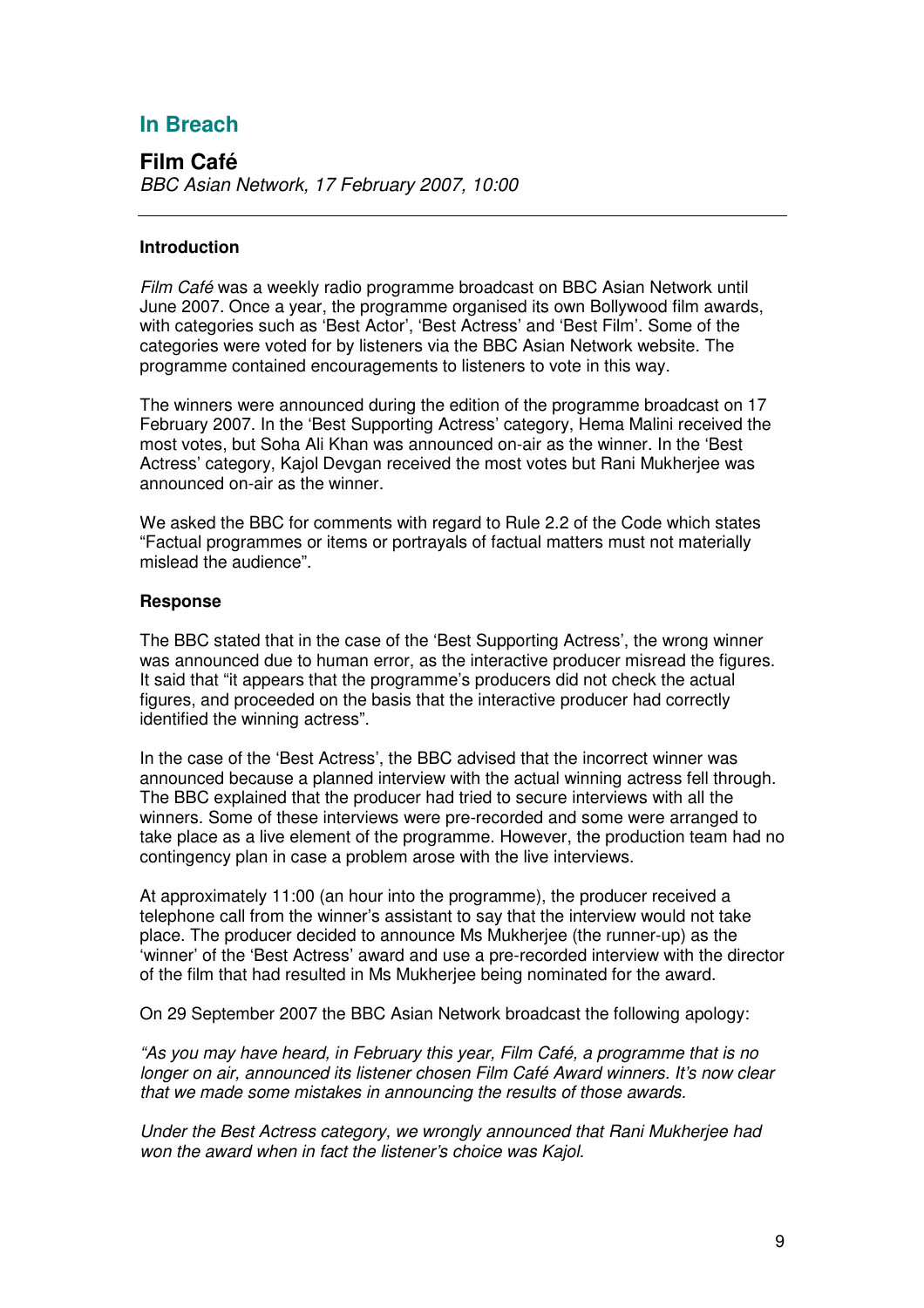## In Breach

### Film Café

*BBC Asian Network, 17 February 2007, 10:00*

---

**Introduction**

*Film Café* was a weekly radio programme broadcast on BBC Asian Network until June 2007. Once a year, the programme organised its own Bollywood film awards, with categories such as 'Best Actor', 'Best Actress' and 'Best Film'. Some of the categories were voted for by listeners via the BBC Asian Network website. The programme contained encouragements to listeners to vote in this way.

The winners were announced during the edition of the programme broadcast on 17 February 2007. In the 'Best Supporting Actress' category, Hema Malini received the most votes, but Soha Ali Khan was announced on-air as the winner. In the 'Best Actress' category, Kajol Devgan received the most votes but Rani Mukherjee was announced on-air as the winner.

We asked the BBC for comments with regard to Rule 2.2 of the Code which states "Factual programmes or items or portrayals of factual matters must not materially mislead the audience".

**Response**

The BBC stated that in the case of the 'Best Supporting Actress', the wrong winner was announced due to human error, as the interactive producer misread the figures. It said that "it appears that the programme's producers did not check the actual figures, and proceeded on the basis that the interactive producer had correctly identified the winning actress".

In the case of the 'Best Actress', the BBC advised that the incorrect winner was announced because a planned interview with the actual winning actress fell through. The BBC explained that the producer had tried to secure interviews with all the winners. Some of these interviews were pre-recorded and some were arranged to take place as a live element of the programme. However, the production team had no contingency plan in case a problem arose with the live interviews.

At approximately 11:00 (an hour into the programme), the producer received a telephone call from the winner's assistant to say that the interview would not take place. The producer decided to announce Ms Mukherjee (the runner-up) as the 'winner' of the 'Best Actress' award and use a pre-recorded interview with the director of the film that had resulted in Ms Mukherjee being nominated for the award.

On 29 September 2007 the BBC Asian Network broadcast the following apology:

*"As you may have heard, in February this year, Film Café, a programme that is no longer on air, announced its listener chosen Film Café Award winners. It's now clear that we made some mistakes in announcing the results of those awards.*

*Under the Best Actress category, we wrongly announced that Rani Mukherjee had won the award when in fact the listener's choice was Kajol.*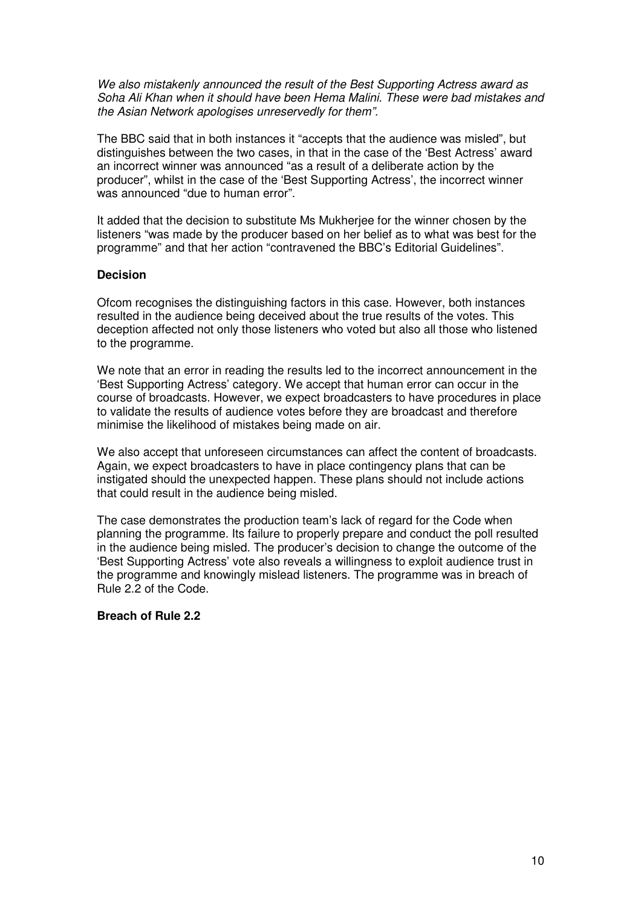*We also mistakenly announced the result of the Best Supporting Actress award as Soha Ali Khan when it should have been Hema Malini. These were bad mistakes and the Asian Network apologises unreservedly for them".*

The BBC said that in both instances it "accepts that the audience was misled", but distinguishes between the two cases, in that in the case of the 'Best Actress' award an incorrect winner was announced "as a result of a deliberate action by the producer", whilst in the case of the 'Best Supporting Actress', the incorrect winner was announced "due to human error".

It added that the decision to substitute Ms Mukherjee for the winner chosen by the listeners "was made by the producer based on her belief as to what was best for the programme" and that her action "contravened the BBC's Editorial Guidelines".

**Decision**

Ofcom recognises the distinguishing factors in this case. However, both instances resulted in the audience being deceived about the true results of the votes. This deception affected not only those listeners who voted but also all those who listened to the programme.

We note that an error in reading the results led to the incorrect announcement in the 'Best Supporting Actress' category. We accept that human error can occur in the course of broadcasts. However, we expect broadcasters to have procedures in place to validate the results of audience votes before they are broadcast and therefore minimise the likelihood of mistakes being made on air.

We also accept that unforeseen circumstances can affect the content of broadcasts. Again, we expect broadcasters to have in place contingency plans that can be instigated should the unexpected happen. These plans should not include actions that could result in the audience being misled.

The case demonstrates the production team's lack of regard for the Code when planning the programme. Its failure to properly prepare and conduct the poll resulted in the audience being misled. The producer's decision to change the outcome of the 'Best Supporting Actress' vote also reveals a willingness to exploit audience trust in the programme and knowingly mislead listeners. The programme was in breach of Rule 2.2 of the Code.

**Breach of Rule 2.2**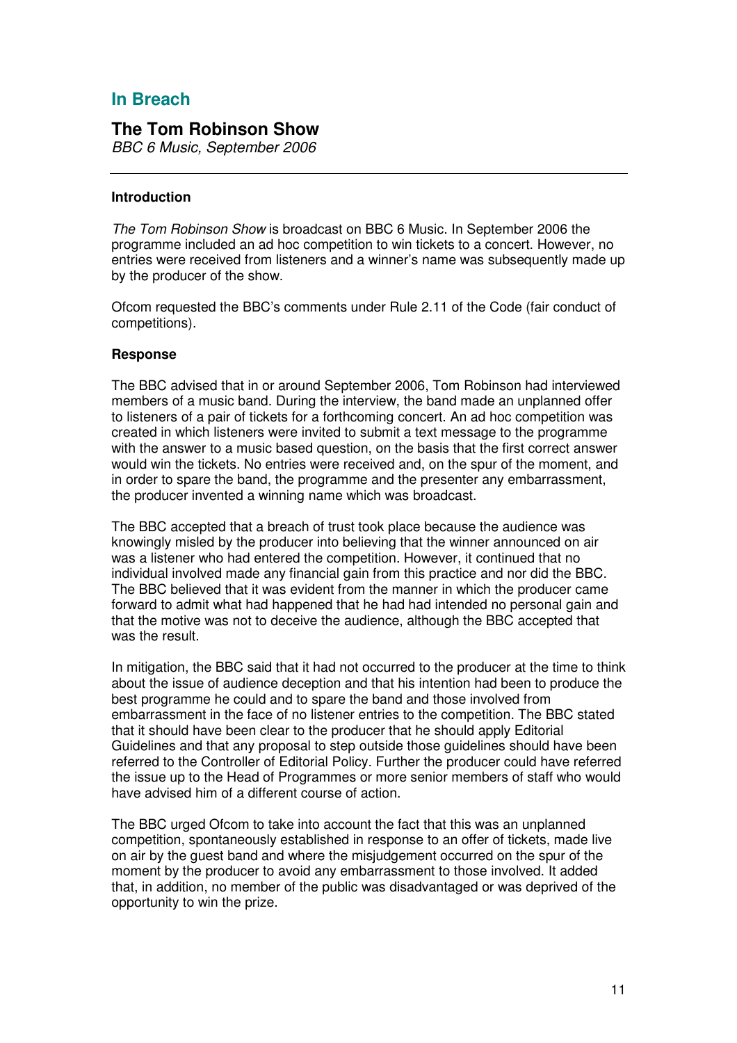## In Breach

### The Tom Robinson Show

*BBC 6 Music, September 2006*

---

**Introduction**

*The Tom Robinson Show* is broadcast on BBC 6 Music. In September 2006 the programme included an ad hoc competition to win tickets to a concert. However, no entries were received from listeners and a winner's name was subsequently made up by the producer of the show.

Ofcom requested the BBC's comments under Rule 2.11 of the Code (fair conduct of competitions).

**Response**

The BBC advised that in or around September 2006, Tom Robinson had interviewed members of a music band. During the interview, the band made an unplanned offer to listeners of a pair of tickets for a forthcoming concert. An ad hoc competition was created in which listeners were invited to submit a text message to the programme with the answer to a music based question, on the basis that the first correct answer would win the tickets. No entries were received and, on the spur of the moment, and in order to spare the band, the programme and the presenter any embarrassment, the producer invented a winning name which was broadcast.

The BBC accepted that a breach of trust took place because the audience was knowingly misled by the producer into believing that the winner announced on air was a listener who had entered the competition. However, it continued that no individual involved made any financial gain from this practice and nor did the BBC. The BBC believed that it was evident from the manner in which the producer came forward to admit what had happened that he had had intended no personal gain and that the motive was not to deceive the audience, although the BBC accepted that was the result.

In mitigation, the BBC said that it had not occurred to the producer at the time to think about the issue of audience deception and that his intention had been to produce the best programme he could and to spare the band and those involved from embarrassment in the face of no listener entries to the competition. The BBC stated that it should have been clear to the producer that he should apply Editorial Guidelines and that any proposal to step outside those guidelines should have been referred to the Controller of Editorial Policy. Further the producer could have referred the issue up to the Head of Programmes or more senior members of staff who would have advised him of a different course of action.

The BBC urged Ofcom to take into account the fact that this was an unplanned competition, spontaneously established in response to an offer of tickets, made live on air by the guest band and where the misjudgement occurred on the spur of the moment by the producer to avoid any embarrassment to those involved. It added that, in addition, no member of the public was disadvantaged or was deprived of the opportunity to win the prize.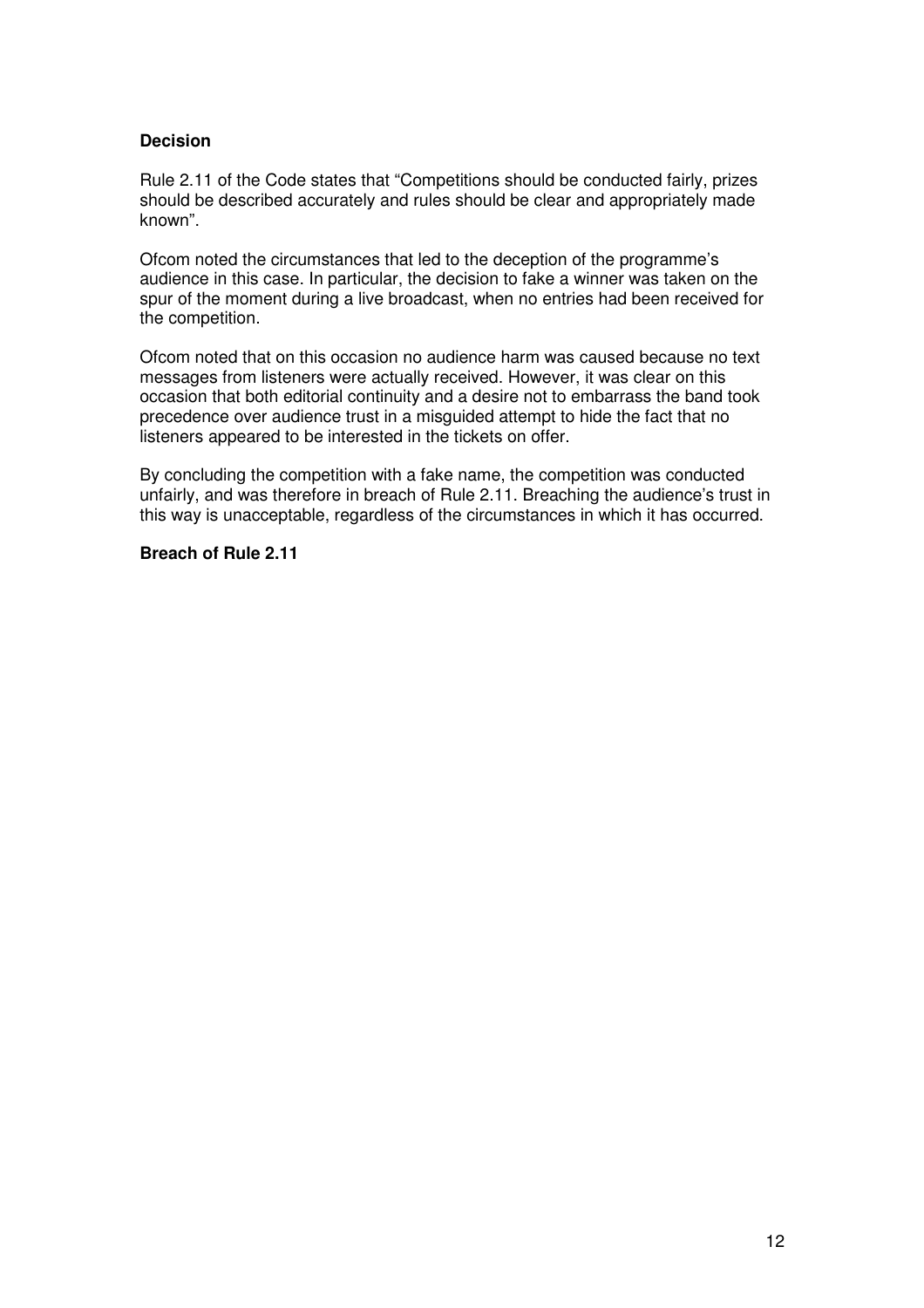**Decision**

Rule 2.11 of the Code states that "Competitions should be conducted fairly, prizes should be described accurately and rules should be clear and appropriately made known".

Ofcom noted the circumstances that led to the deception of the programme's audience in this case. In particular, the decision to fake a winner was taken on the spur of the moment during a live broadcast, when no entries had been received for the competition.

Ofcom noted that on this occasion no audience harm was caused because no text messages from listeners were actually received. However, it was clear on this occasion that both editorial continuity and a desire not to embarrass the band took precedence over audience trust in a misguided attempt to hide the fact that no listeners appeared to be interested in the tickets on offer.

By concluding the competition with a fake name, the competition was conducted unfairly, and was therefore in breach of Rule 2.11. Breaching the audience's trust in this way is unacceptable, regardless of the circumstances in which it has occurred.

**Breach of Rule 2.11**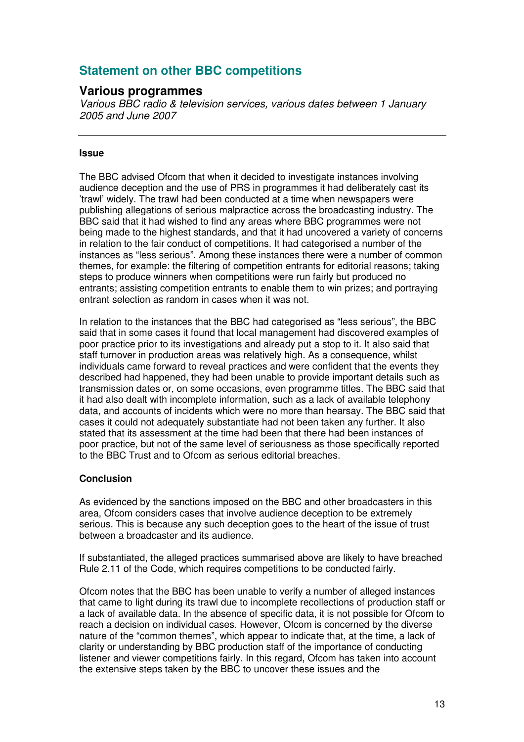## Statement on other BBC competitions

### Various programmes

*Various BBC radio & television services, various dates between 1 January 2005 and June 2007*

---

**Issue**

The BBC advised Ofcom that when it decided to investigate instances involving audience deception and the use of PRS in programmes it had deliberately cast its 'trawl' widely. The trawl had been conducted at a time when newspapers were publishing allegations of serious malpractice across the broadcasting industry. The BBC said that it had wished to find any areas where BBC programmes were not being made to the highest standards, and that it had uncovered a variety of concerns in relation to the fair conduct of competitions. It had categorised a number of the instances as "less serious". Among these instances there were a number of common themes, for example: the filtering of competition entrants for editorial reasons; taking steps to produce winners when competitions were run fairly but produced no entrants; assisting competition entrants to enable them to win prizes; and portraying entrant selection as random in cases when it was not.

In relation to the instances that the BBC had categorised as "less serious", the BBC said that in some cases it found that local management had discovered examples of poor practice prior to its investigations and already put a stop to it. It also said that staff turnover in production areas was relatively high. As a consequence, whilst individuals came forward to reveal practices and were confident that the events they described had happened, they had been unable to provide important details such as transmission dates or, on some occasions, even programme titles. The BBC said that it had also dealt with incomplete information, such as a lack of available telephony data, and accounts of incidents which were no more than hearsay. The BBC said that cases it could not adequately substantiate had not been taken any further. It also stated that its assessment at the time had been that there had been instances of poor practice, but not of the same level of seriousness as those specifically reported to the BBC Trust and to Ofcom as serious editorial breaches.

**Conclusion**

As evidenced by the sanctions imposed on the BBC and other broadcasters in this area, Ofcom considers cases that involve audience deception to be extremely serious. This is because any such deception goes to the heart of the issue of trust between a broadcaster and its audience.

If substantiated, the alleged practices summarised above are likely to have breached Rule 2.11 of the Code, which requires competitions to be conducted fairly.

Ofcom notes that the BBC has been unable to verify a number of alleged instances that came to light during its trawl due to incomplete recollections of production staff or a lack of available data. In the absence of specific data, it is not possible for Ofcom to reach a decision on individual cases. However, Ofcom is concerned by the diverse nature of the "common themes", which appear to indicate that, at the time, a lack of clarity or understanding by BBC production staff of the importance of conducting listener and viewer competitions fairly. In this regard, Ofcom has taken into account the extensive steps taken by the BBC to uncover these issues and the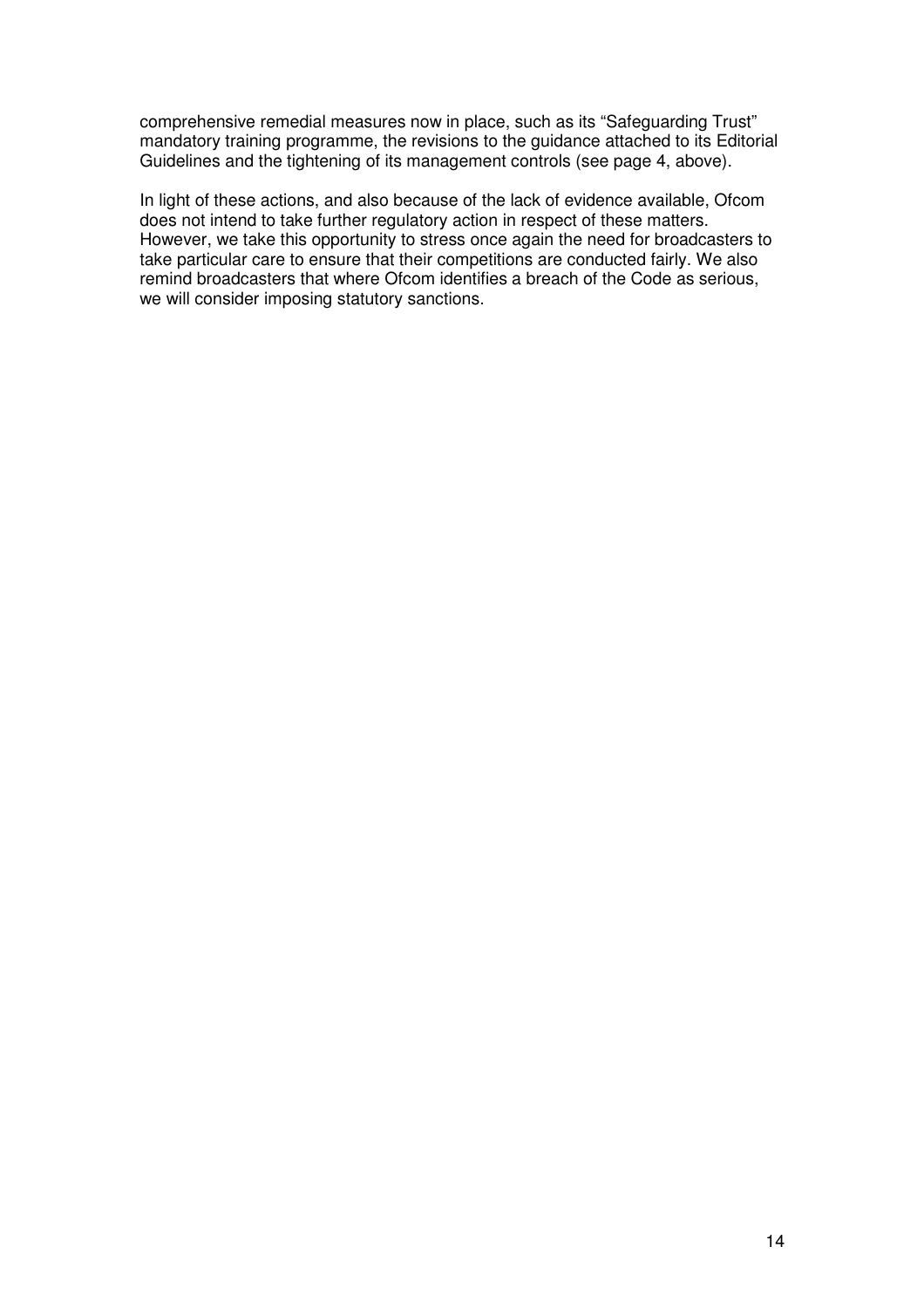comprehensive remedial measures now in place, such as its "Safeguarding Trust" mandatory training programme, the revisions to the guidance attached to its Editorial Guidelines and the tightening of its management controls (see page 4, above).

In light of these actions, and also because of the lack of evidence available, Ofcom does not intend to take further regulatory action in respect of these matters. However, we take this opportunity to stress once again the need for broadcasters to take particular care to ensure that their competitions are conducted fairly. We also remind broadcasters that where Ofcom identifies a breach of the Code as serious, we will consider imposing statutory sanctions.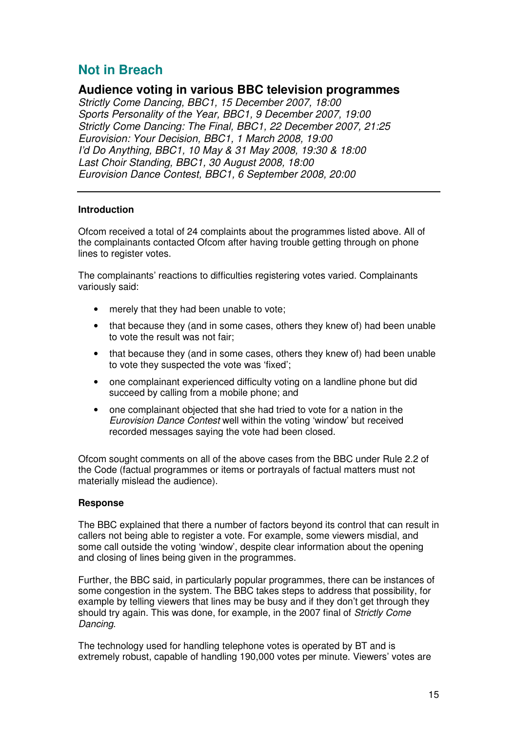## Not in Breach

### Audience voting in various BBC television programmes

*Strictly Come Dancing, BBC1, 15 December 2007, 18:00*
*Sports Personality of the Year, BBC1, 9 December 2007, 19:00*
*Strictly Come Dancing: The Final, BBC1, 22 December 2007, 21:25*
*Eurovision: Your Decision, BBC1, 1 March 2008, 19:00*
*I'd Do Anything, BBC1, 10 May & 31 May 2008, 19:30 & 18:00*
*Last Choir Standing, BBC1, 30 August 2008, 18:00*
*Eurovision Dance Contest, BBC1, 6 September 2008, 20:00*

---

**Introduction**

Ofcom received a total of 24 complaints about the programmes listed above. All of the complainants contacted Ofcom after having trouble getting through on phone lines to register votes.

The complainants' reactions to difficulties registering votes varied. Complainants variously said:

- merely that they had been unable to vote;
- that because they (and in some cases, others they knew of) had been unable to vote the result was not fair;
- that because they (and in some cases, others they knew of) had been unable to vote they suspected the vote was 'fixed';
- one complainant experienced difficulty voting on a landline phone but did succeed by calling from a mobile phone; and
- one complainant objected that she had tried to vote for a nation in the *Eurovision Dance Contest* well within the voting 'window' but received recorded messages saying the vote had been closed.

Ofcom sought comments on all of the above cases from the BBC under Rule 2.2 of the Code (factual programmes or items or portrayals of factual matters must not materially mislead the audience).

**Response**

The BBC explained that there a number of factors beyond its control that can result in callers not being able to register a vote. For example, some viewers misdial, and some call outside the voting 'window', despite clear information about the opening and closing of lines being given in the programmes.

Further, the BBC said, in particularly popular programmes, there can be instances of some congestion in the system. The BBC takes steps to address that possibility, for example by telling viewers that lines may be busy and if they don't get through they should try again. This was done, for example, in the 2007 final of *Strictly Come Dancing*.

The technology used for handling telephone votes is operated by BT and is extremely robust, capable of handling 190,000 votes per minute. Viewers' votes are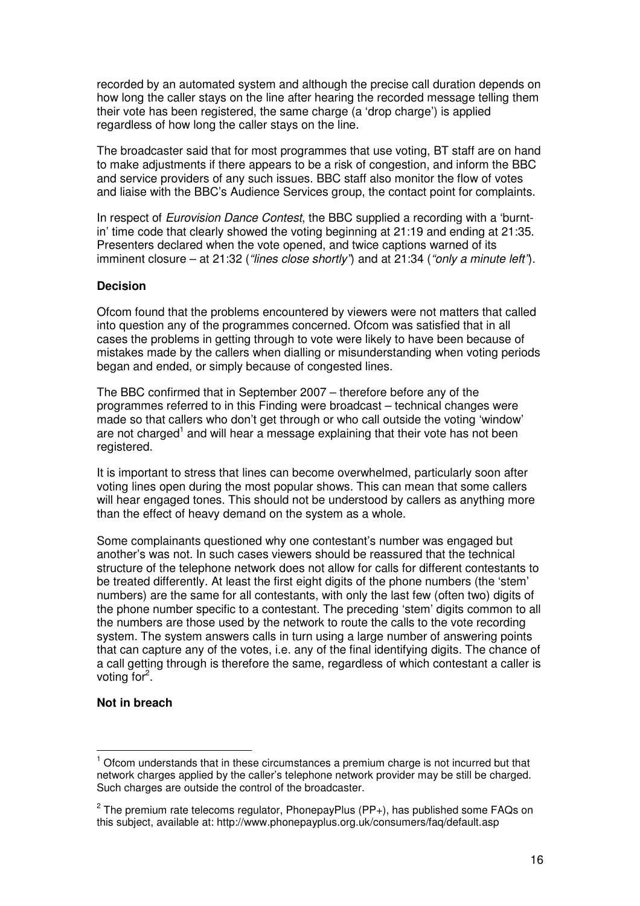recorded by an automated system and although the precise call duration depends on how long the caller stays on the line after hearing the recorded message telling them their vote has been registered, the same charge (a 'drop charge') is applied regardless of how long the caller stays on the line.

The broadcaster said that for most programmes that use voting, BT staff are on hand to make adjustments if there appears to be a risk of congestion, and inform the BBC and service providers of any such issues. BBC staff also monitor the flow of votes and liaise with the BBC's Audience Services group, the contact point for complaints.

In respect of *Eurovision Dance Contest*, the BBC supplied a recording with a 'burnt-in' time code that clearly showed the voting beginning at 21:19 and ending at 21:35. Presenters declared when the vote opened, and twice captions warned of its imminent closure – at 21:32 (*"lines close shortly"*) and at 21:34 (*"only a minute left"*).

**Decision**

Ofcom found that the problems encountered by viewers were not matters that called into question any of the programmes concerned. Ofcom was satisfied that in all cases the problems in getting through to vote were likely to have been because of mistakes made by the callers when dialling or misunderstanding when voting periods began and ended, or simply because of congested lines.

The BBC confirmed that in September 2007 – therefore before any of the programmes referred to in this Finding were broadcast – technical changes were made so that callers who don't get through or who call outside the voting 'window' are not charged[1] and will hear a message explaining that their vote has not been registered.

It is important to stress that lines can become overwhelmed, particularly soon after voting lines open during the most popular shows. This can mean that some callers will hear engaged tones. This should not be understood by callers as anything more than the effect of heavy demand on the system as a whole.

Some complainants questioned why one contestant's number was engaged but another's was not. In such cases viewers should be reassured that the technical structure of the telephone network does not allow for calls for different contestants to be treated differently. At least the first eight digits of the phone numbers (the 'stem' numbers) are the same for all contestants, with only the last few (often two) digits of the phone number specific to a contestant. The preceding 'stem' digits common to all the numbers are those used by the network to route the calls to the vote recording system. The system answers calls in turn using a large number of answering points that can capture any of the votes, i.e. any of the final identifying digits. The chance of a call getting through is therefore the same, regardless of which contestant a caller is voting for[2].

**Not in breach**

---

[1] Ofcom understands that in these circumstances a premium charge is not incurred but that network charges applied by the caller's telephone network provider may be still be charged. Such charges are outside the control of the broadcaster.

[2] The premium rate telecoms regulator, PhonepayPlus (PP+), has published some FAQs on this subject, available at: http://www.phonepayplus.org.uk/consumers/faq/default.asp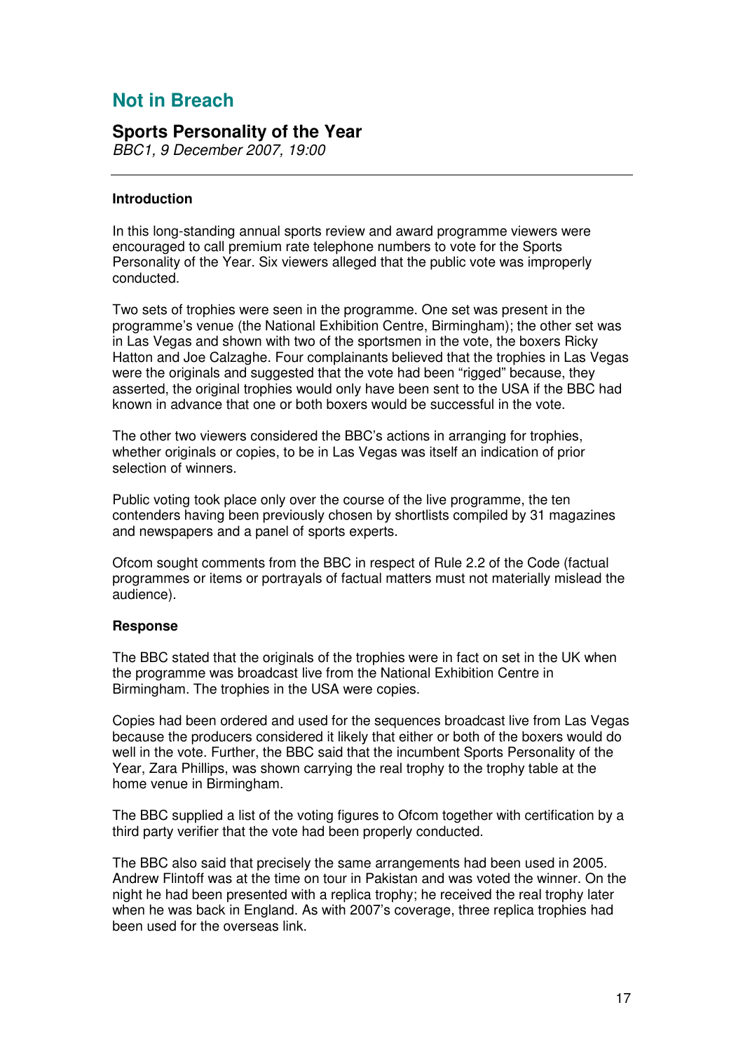# Not in Breach

## Sports Personality of the Year

*BBC1, 9 December 2007, 19:00*

---

**Introduction**

In this long-standing annual sports review and award programme viewers were encouraged to call premium rate telephone numbers to vote for the Sports Personality of the Year. Six viewers alleged that the public vote was improperly conducted.

Two sets of trophies were seen in the programme. One set was present in the programme's venue (the National Exhibition Centre, Birmingham); the other set was in Las Vegas and shown with two of the sportsmen in the vote, the boxers Ricky Hatton and Joe Calzaghe. Four complainants believed that the trophies in Las Vegas were the originals and suggested that the vote had been "rigged" because, they asserted, the original trophies would only have been sent to the USA if the BBC had known in advance that one or both boxers would be successful in the vote.

The other two viewers considered the BBC's actions in arranging for trophies, whether originals or copies, to be in Las Vegas was itself an indication of prior selection of winners.

Public voting took place only over the course of the live programme, the ten contenders having been previously chosen by shortlists compiled by 31 magazines and newspapers and a panel of sports experts.

Ofcom sought comments from the BBC in respect of Rule 2.2 of the Code (factual programmes or items or portrayals of factual matters must not materially mislead the audience).

**Response**

The BBC stated that the originals of the trophies were in fact on set in the UK when the programme was broadcast live from the National Exhibition Centre in Birmingham. The trophies in the USA were copies.

Copies had been ordered and used for the sequences broadcast live from Las Vegas because the producers considered it likely that either or both of the boxers would do well in the vote. Further, the BBC said that the incumbent Sports Personality of the Year, Zara Phillips, was shown carrying the real trophy to the trophy table at the home venue in Birmingham.

The BBC supplied a list of the voting figures to Ofcom together with certification by a third party verifier that the vote had been properly conducted.

The BBC also said that precisely the same arrangements had been used in 2005. Andrew Flintoff was at the time on tour in Pakistan and was voted the winner. On the night he had been presented with a replica trophy; he received the real trophy later when he was back in England. As with 2007's coverage, three replica trophies had been used for the overseas link.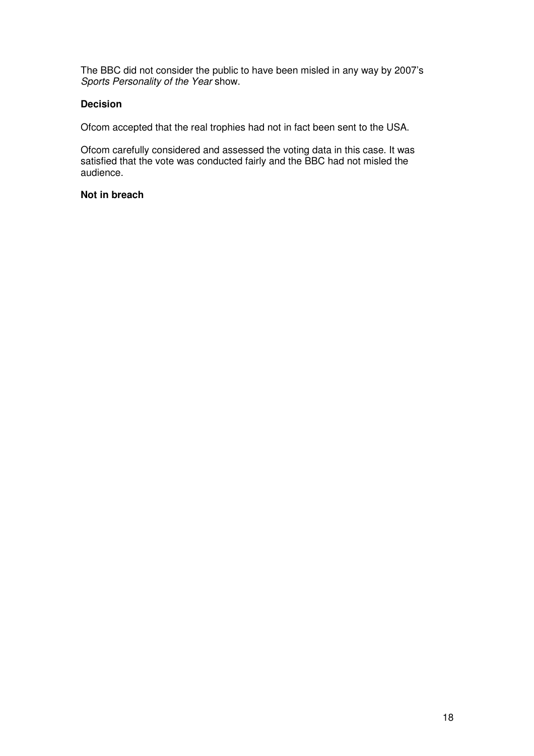The BBC did not consider the public to have been misled in any way by 2007's *Sports Personality of the Year* show.

**Decision**

Ofcom accepted that the real trophies had not in fact been sent to the USA.

Ofcom carefully considered and assessed the voting data in this case. It was satisfied that the vote was conducted fairly and the BBC had not misled the audience.

**Not in breach**